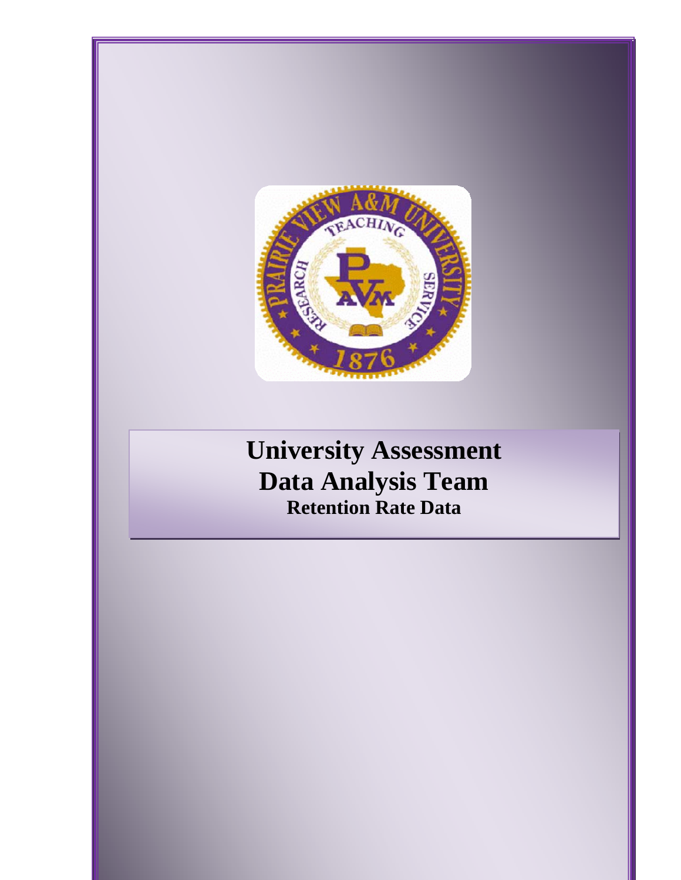# University Assessment
# Data Analysis Team
## Retention Rate Data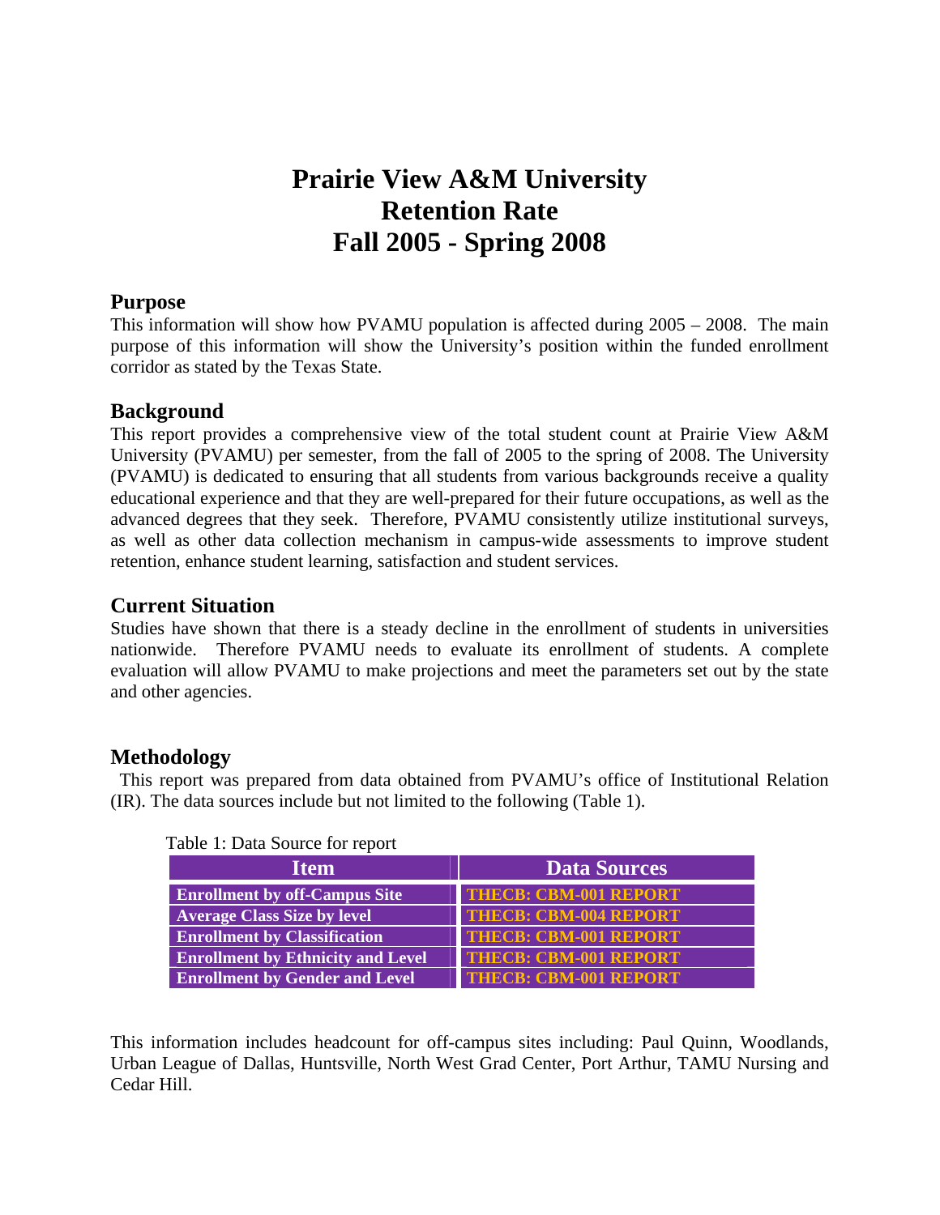# Prairie View A&M University
# Retention Rate
# Fall 2005 - Spring 2008

## Purpose

This information will show how PVAMU population is affected during 2005 – 2008. The main purpose of this information will show the University's position within the funded enrollment corridor as stated by the Texas State.

## Background

This report provides a comprehensive view of the total student count at Prairie View A&M University (PVAMU) per semester, from the fall of 2005 to the spring of 2008. The University (PVAMU) is dedicated to ensuring that all students from various backgrounds receive a quality educational experience and that they are well-prepared for their future occupations, as well as the advanced degrees that they seek. Therefore, PVAMU consistently utilize institutional surveys, as well as other data collection mechanism in campus-wide assessments to improve student retention, enhance student learning, satisfaction and student services.

## Current Situation

Studies have shown that there is a steady decline in the enrollment of students in universities nationwide. Therefore PVAMU needs to evaluate its enrollment of students. A complete evaluation will allow PVAMU to make projections and meet the parameters set out by the state and other agencies.

## Methodology

This report was prepared from data obtained from PVAMU's office of Institutional Relation (IR). The data sources include but not limited to the following (Table 1).

Table 1: Data Source for report

| Item | Data Sources |
|---|---|
| **Enrollment by off-Campus Site** | **THECB: CBM-001 REPORT** |
| **Average Class Size by level** | **THECB: CBM-004 REPORT** |
| **Enrollment by Classification** | **THECB: CBM-001 REPORT** |
| **Enrollment by Ethnicity and Level** | **THECB: CBM-001 REPORT** |
| **Enrollment by Gender and Level** | **THECB: CBM-001 REPORT** |

This information includes headcount for off-campus sites including: Paul Quinn, Woodlands, Urban League of Dallas, Huntsville, North West Grad Center, Port Arthur, TAMU Nursing and Cedar Hill.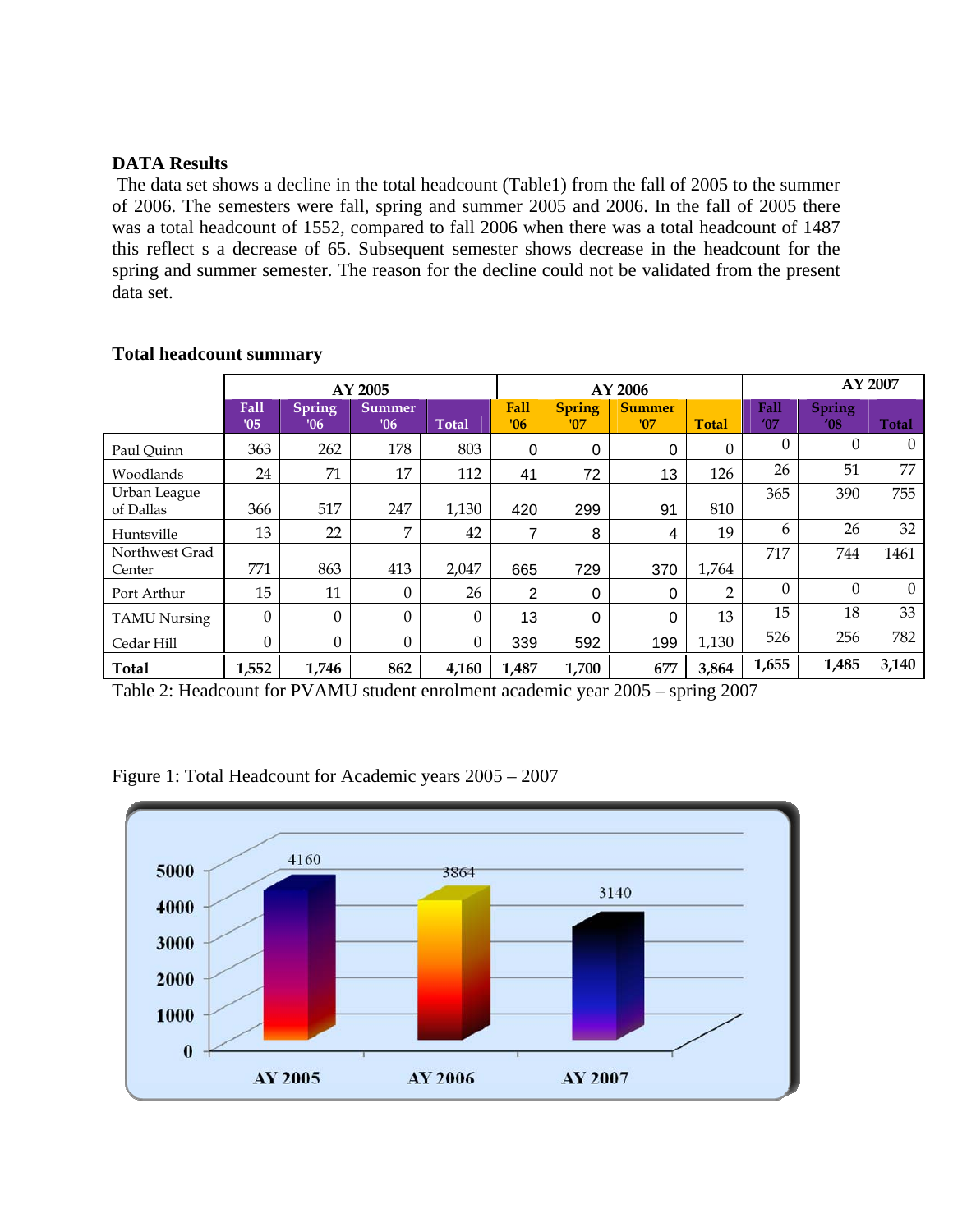**DATA Results**

The data set shows a decline in the total headcount (Table1) from the fall of 2005 to the summer of 2006. The semesters were fall, spring and summer 2005 and 2006. In the fall of 2005 there was a total headcount of 1552, compared to fall 2006 when there was a total headcount of 1487 this reflect s a decrease of 65. Subsequent semester shows decrease in the headcount for the spring and summer semester. The reason for the decline could not be validated from the present data set.

**Total headcount summary**

| | AY 2005 | | | | AY 2006 | | | | AY 2007 | | |
|---|---|---|---|---|---|---|---|---|---|---|---|
| | Fall '05 | Spring '06 | Summer '06 | Total | Fall '06 | Spring '07 | Summer '07 | Total | Fall '07 | Spring '08 | Total |
| Paul Quinn | 363 | 262 | 178 | 803 | 0 | 0 | 0 | 0 | 0 | 0 | 0 |
| Woodlands | 24 | 71 | 17 | 112 | 41 | 72 | 13 | 126 | 26 | 51 | 77 |
| Urban League of Dallas | 366 | 517 | 247 | 1,130 | 420 | 299 | 91 | 810 | 365 | 390 | 755 |
| Huntsville | 13 | 22 | 7 | 42 | 7 | 8 | 4 | 19 | 6 | 26 | 32 |
| Northwest Grad Center | 771 | 863 | 413 | 2,047 | 665 | 729 | 370 | 1,764 | 717 | 744 | 1461 |
| Port Arthur | 15 | 11 | 0 | 26 | 2 | 0 | 0 | 2 | 0 | 0 | 0 |
| TAMU Nursing | 0 | 0 | 0 | 0 | 13 | 0 | 0 | 13 | 15 | 18 | 33 |
| Cedar Hill | 0 | 0 | 0 | 0 | 339 | 592 | 199 | 1,130 | 526 | 256 | 782 |
| **Total** | **1,552** | **1,746** | **862** | **4,160** | **1,487** | **1,700** | **677** | **3,864** | **1,655** | **1,485** | **3,140** |

Table 2: Headcount for PVAMU student enrolment academic year 2005 – spring 2007

Figure 1: Total Headcount for Academic years 2005 – 2007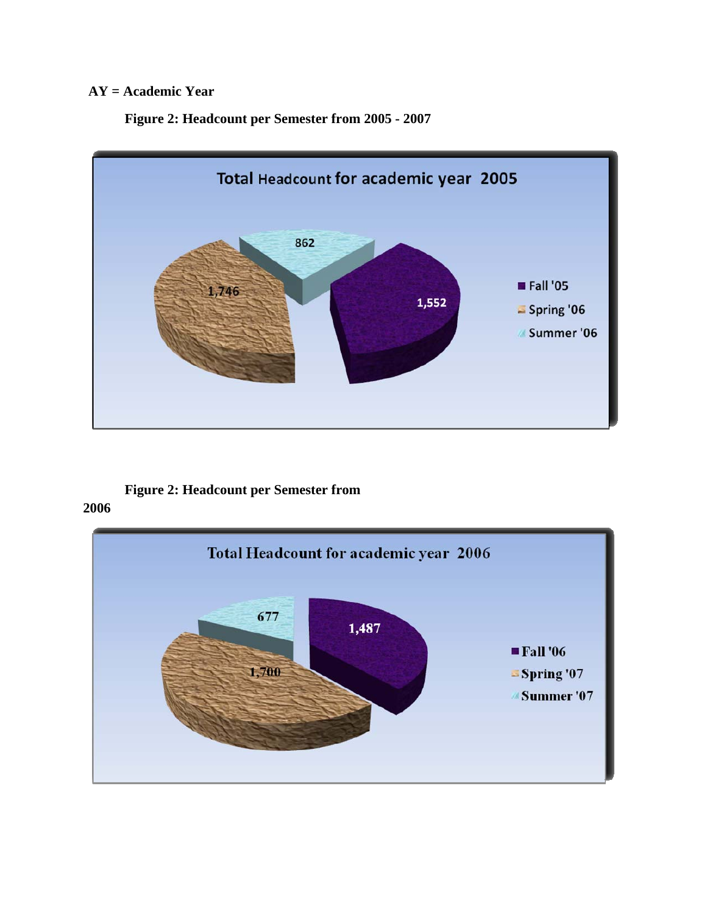**AY = Academic Year**

**Figure 2: Headcount per Semester from 2005 - 2007**

Total Headcount for academic year 2005

| Semester | Headcount |
|---|---|
| Fall '05 | 1,552 |
| Spring '06 | 1,746 |
| Summer '06 | 862 |

**Figure 2: Headcount per Semester from 2006**

Total Headcount for academic year 2006

| Semester | Headcount |
|---|---|
| Fall '06 | 1,487 |
| Spring '07 | 1,700 |
| Summer '07 | 677 |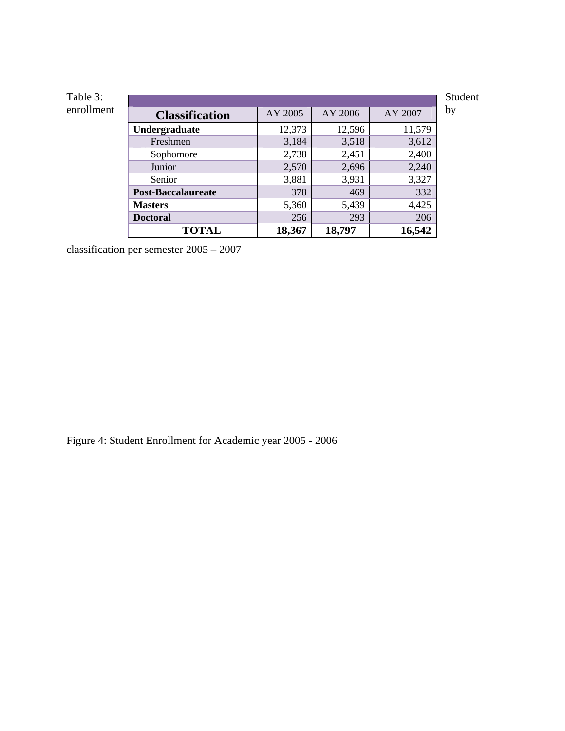Table 3: Student enrollment by classification per semester 2005 – 2007

| Classification | AY 2005 | AY 2006 | AY 2007 |
|---|---|---|---|
| **Undergraduate** | 12,373 | 12,596 | 11,579 |
| Freshmen | 3,184 | 3,518 | 3,612 |
| Sophomore | 2,738 | 2,451 | 2,400 |
| Junior | 2,570 | 2,696 | 2,240 |
| Senior | 3,881 | 3,931 | 3,327 |
| **Post-Baccalaureate** | 378 | 469 | 332 |
| **Masters** | 5,360 | 5,439 | 4,425 |
| **Doctoral** | 256 | 293 | 206 |
| **TOTAL** | **18,367** | **18,797** | **16,542** |

Figure 4: Student Enrollment for Academic year 2005 - 2006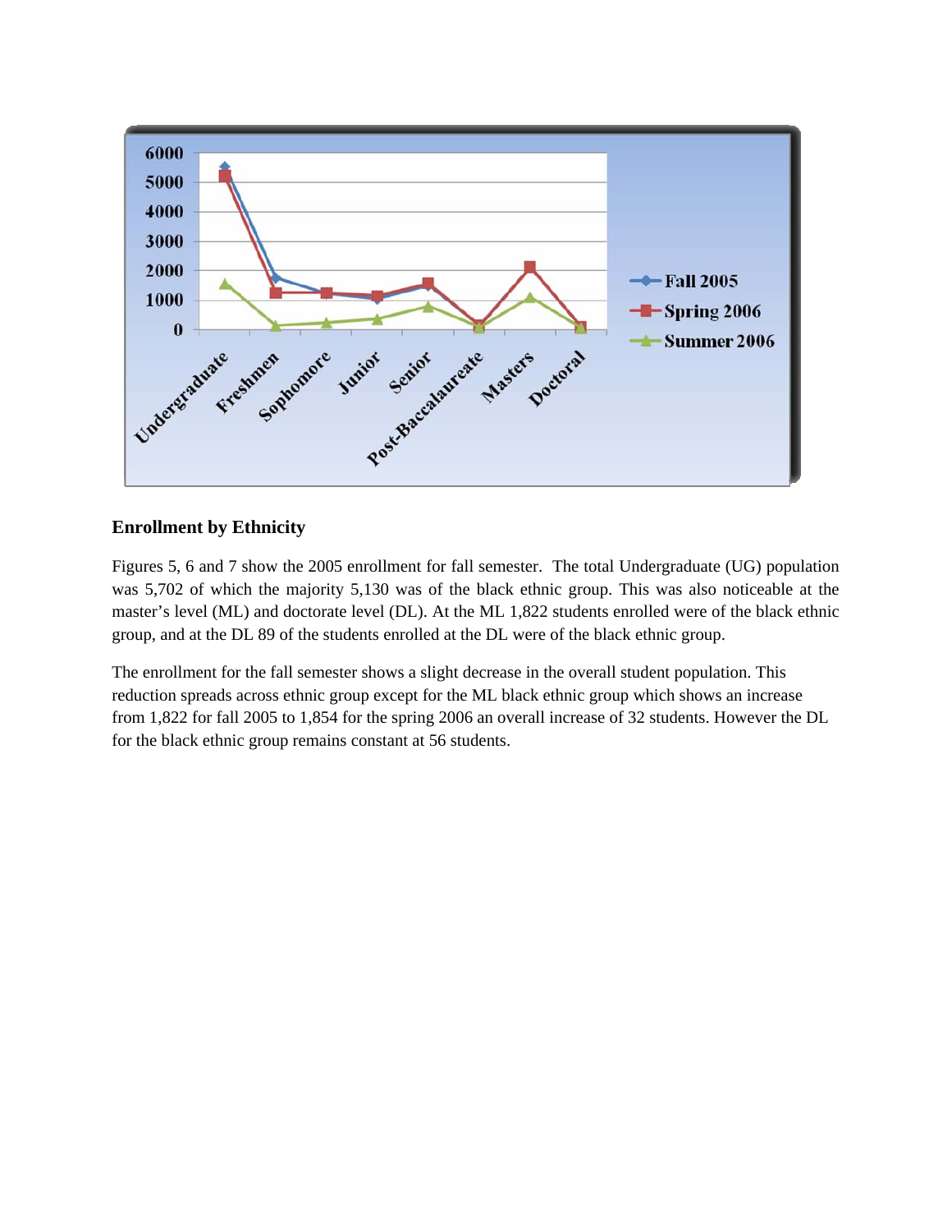## Enrollment by Ethnicity

Figures 5, 6 and 7 show the 2005 enrollment for fall semester. The total Undergraduate (UG) population was 5,702 of which the majority 5,130 was of the black ethnic group. This was also noticeable at the master's level (ML) and doctorate level (DL). At the ML 1,822 students enrolled were of the black ethnic group, and at the DL 89 of the students enrolled at the DL were of the black ethnic group.

The enrollment for the fall semester shows a slight decrease in the overall student population. This reduction spreads across ethnic group except for the ML black ethnic group which shows an increase from 1,822 for fall 2005 to 1,854 for the spring 2006 an overall increase of 32 students. However the DL for the black ethnic group remains constant at 56 students.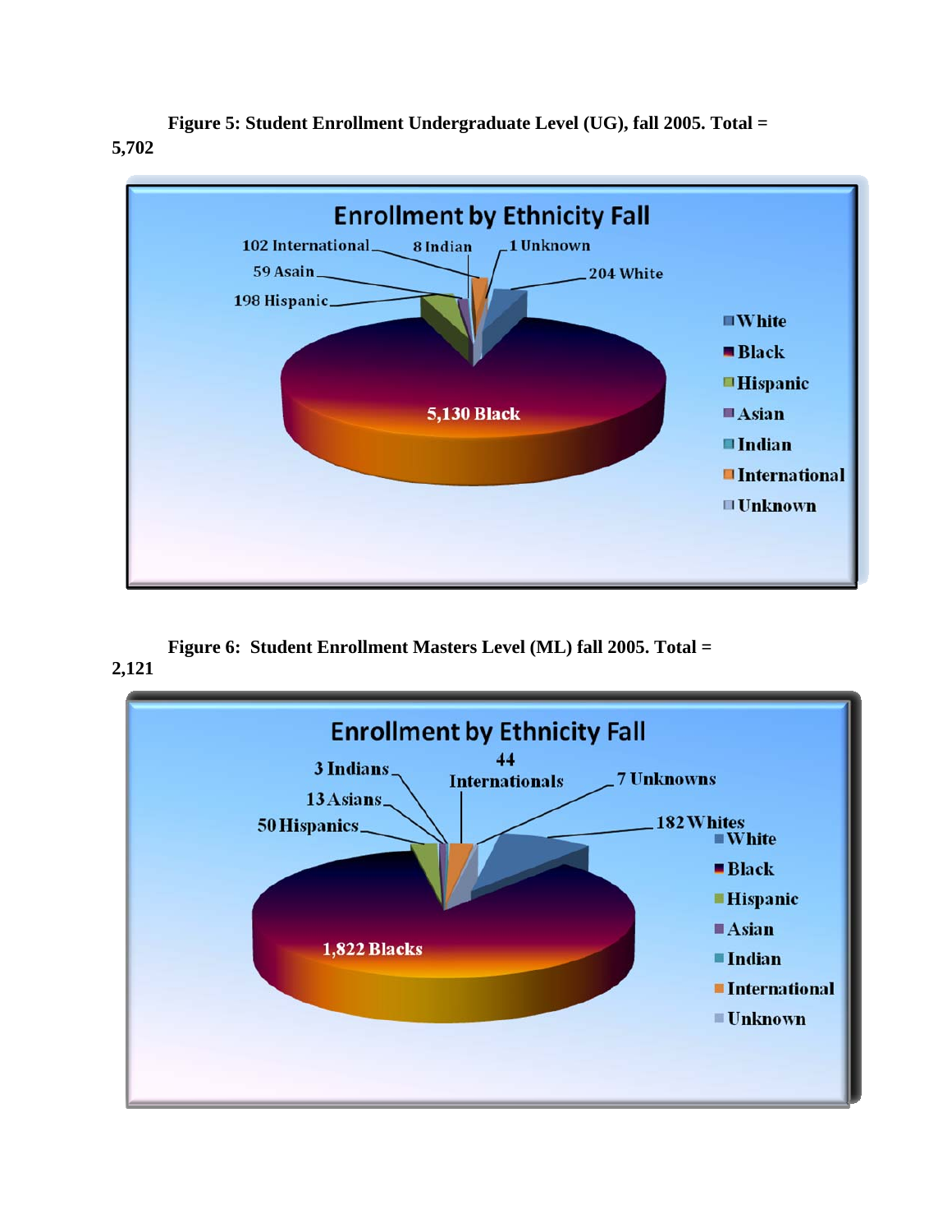**Figure 5: Student Enrollment Undergraduate Level (UG), fall 2005. Total = 5,702**

Enrollment by Ethnicity Fall

102 International, 8 Indian, 1 Unknown, 59 Asain, 204 White, 198 Hispanic, 5,130 Black

White, Black, Hispanic, Asian, Indian, International, Unknown

**Figure 6: Student Enrollment Masters Level (ML) fall 2005. Total = 2,121**

Enrollment by Ethnicity Fall

3 Indians, 44 Internationals, 7 Unknowns, 13 Asians, 50 Hispanics, 182 Whites, 1,822 Blacks

White, Black, Hispanic, Asian, Indian, International, Unknown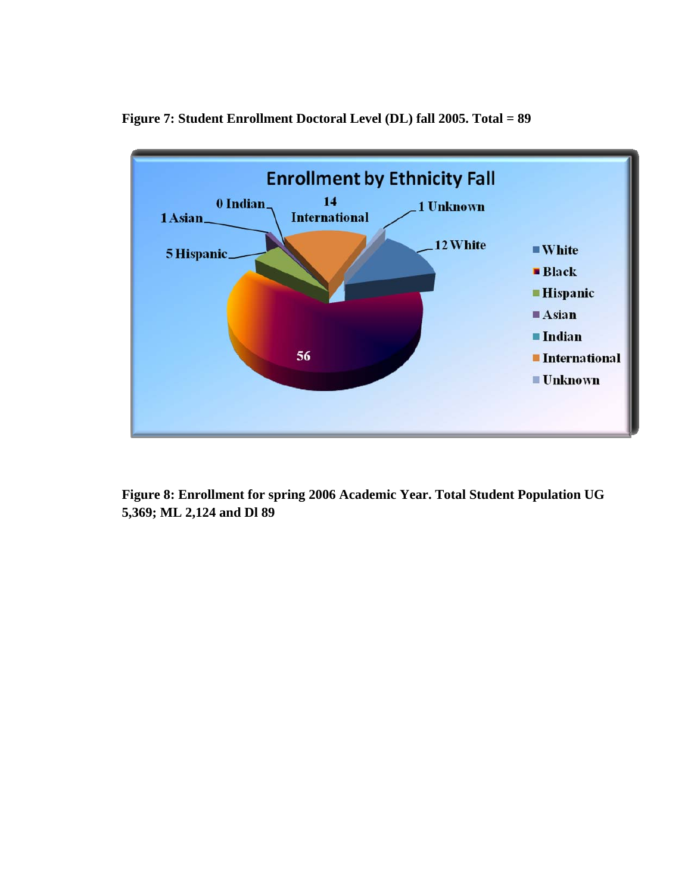**Figure 7: Student Enrollment Doctoral Level (DL) fall 2005. Total = 89**

**Figure 8: Enrollment for spring 2006 Academic Year. Total Student Population UG 5,369; ML 2,124 and Dl 89**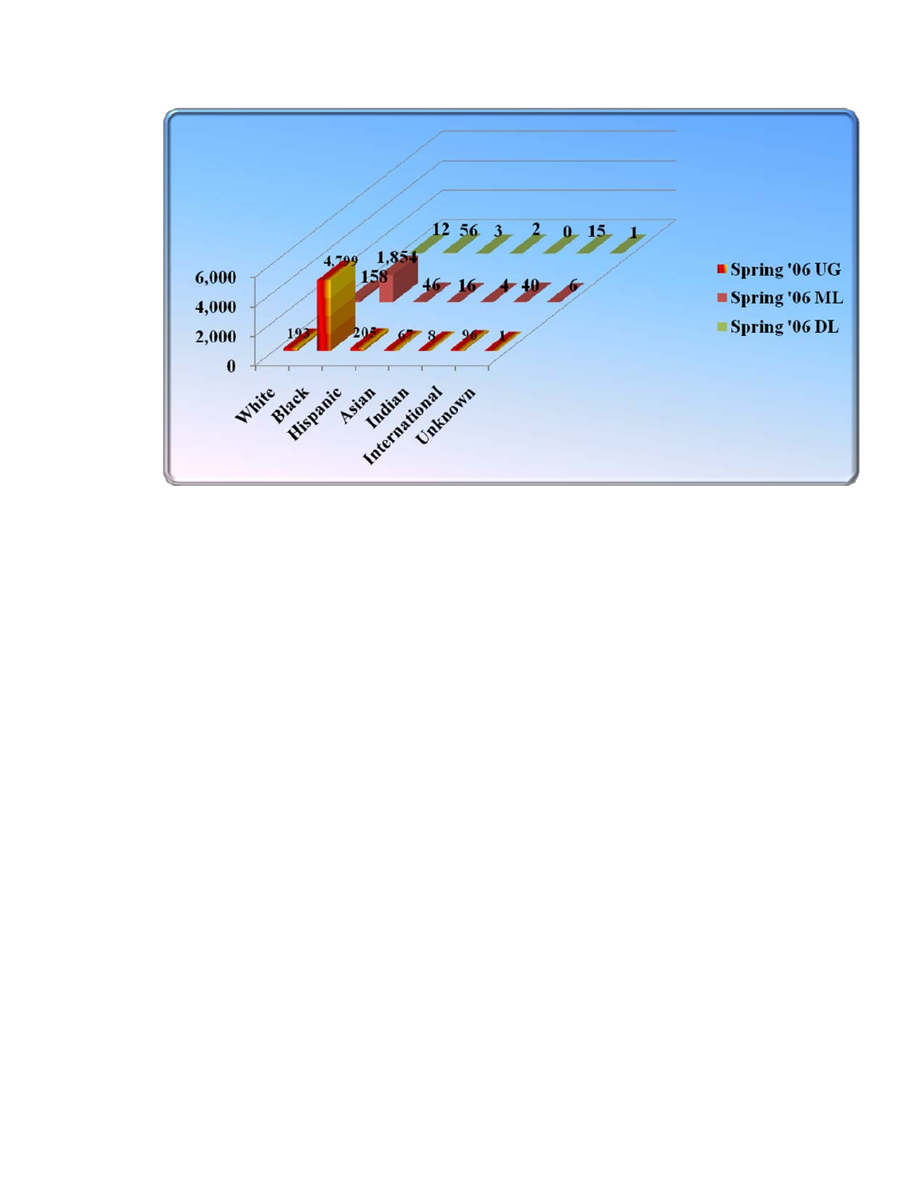6,000

4,000

2,000

0

White
Black
Hispanic
Asian
Indian
International
Unknown

193
4,799
205
67
8
96
1

158
1,854
46
16
4
40
6

12
56
3
2
0
15
1

Spring '06 UG
Spring '06 ML
Spring '06 DL